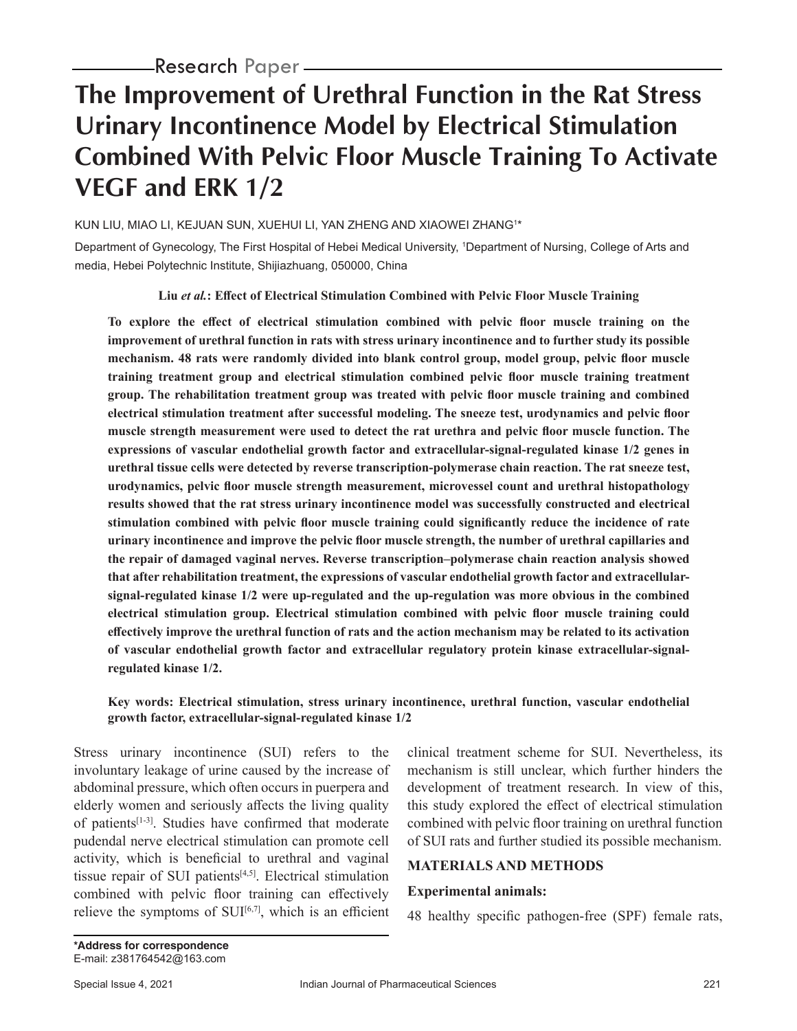Research Paper

# The Improvement of Urethral Function in the Rat Stress Urinary Incontinence Model by Electrical Stimulation Combined With Pelvic Floor Muscle Training To Activate VEGF and ERK 1/2

KUN LIU, MIAO LI, KEJUAN SUN, XUEHUI LI, YAN ZHENG AND XIAOWEI ZHANG[1]*

Department of Gynecology, The First Hospital of Hebei Medical University, [1]Department of Nursing, College of Arts and media, Hebei Polytechnic Institute, Shijiazhuang, 050000, China

**Liu *et al.*: Effect of Electrical Stimulation Combined with Pelvic Floor Muscle Training**

**To explore the effect of electrical stimulation combined with pelvic floor muscle training on the improvement of urethral function in rats with stress urinary incontinence and to further study its possible mechanism. 48 rats were randomly divided into blank control group, model group, pelvic floor muscle training treatment group and electrical stimulation combined pelvic floor muscle training treatment group. The rehabilitation treatment group was treated with pelvic floor muscle training and combined electrical stimulation treatment after successful modeling. The sneeze test, urodynamics and pelvic floor muscle strength measurement were used to detect the rat urethra and pelvic floor muscle function. The expressions of vascular endothelial growth factor and extracellular-signal-regulated kinase 1/2 genes in urethral tissue cells were detected by reverse transcription-polymerase chain reaction. The rat sneeze test, urodynamics, pelvic floor muscle strength measurement, microvessel count and urethral histopathology results showed that the rat stress urinary incontinence model was successfully constructed and electrical stimulation combined with pelvic floor muscle training could significantly reduce the incidence of rate urinary incontinence and improve the pelvic floor muscle strength, the number of urethral capillaries and the repair of damaged vaginal nerves. Reverse transcription–polymerase chain reaction analysis showed that after rehabilitation treatment, the expressions of vascular endothelial growth factor and extracellular-signal-regulated kinase 1/2 were up-regulated and the up-regulation was more obvious in the combined electrical stimulation group. Electrical stimulation combined with pelvic floor muscle training could effectively improve the urethral function of rats and the action mechanism may be related to its activation of vascular endothelial growth factor and extracellular regulatory protein kinase extracellular-signal-regulated kinase 1/2.**

**Key words: Electrical stimulation, stress urinary incontinence, urethral function, vascular endothelial growth factor, extracellular-signal-regulated kinase 1/2**

Stress urinary incontinence (SUI) refers to the involuntary leakage of urine caused by the increase of abdominal pressure, which often occurs in puerpera and elderly women and seriously affects the living quality of patients[1-3]. Studies have confirmed that moderate pudendal nerve electrical stimulation can promote cell activity, which is beneficial to urethral and vaginal tissue repair of SUI patients[4,5]. Electrical stimulation combined with pelvic floor training can effectively relieve the symptoms of SUI[6,7], which is an efficient clinical treatment scheme for SUI. Nevertheless, its mechanism is still unclear, which further hinders the development of treatment research. In view of this, this study explored the effect of electrical stimulation combined with pelvic floor training on urethral function of SUI rats and further studied its possible mechanism.

## MATERIALS AND METHODS

### Experimental animals:

48 healthy specific pathogen-free (SPF) female rats,

**\*Address for correspondence**
E-mail: z381764542@163.com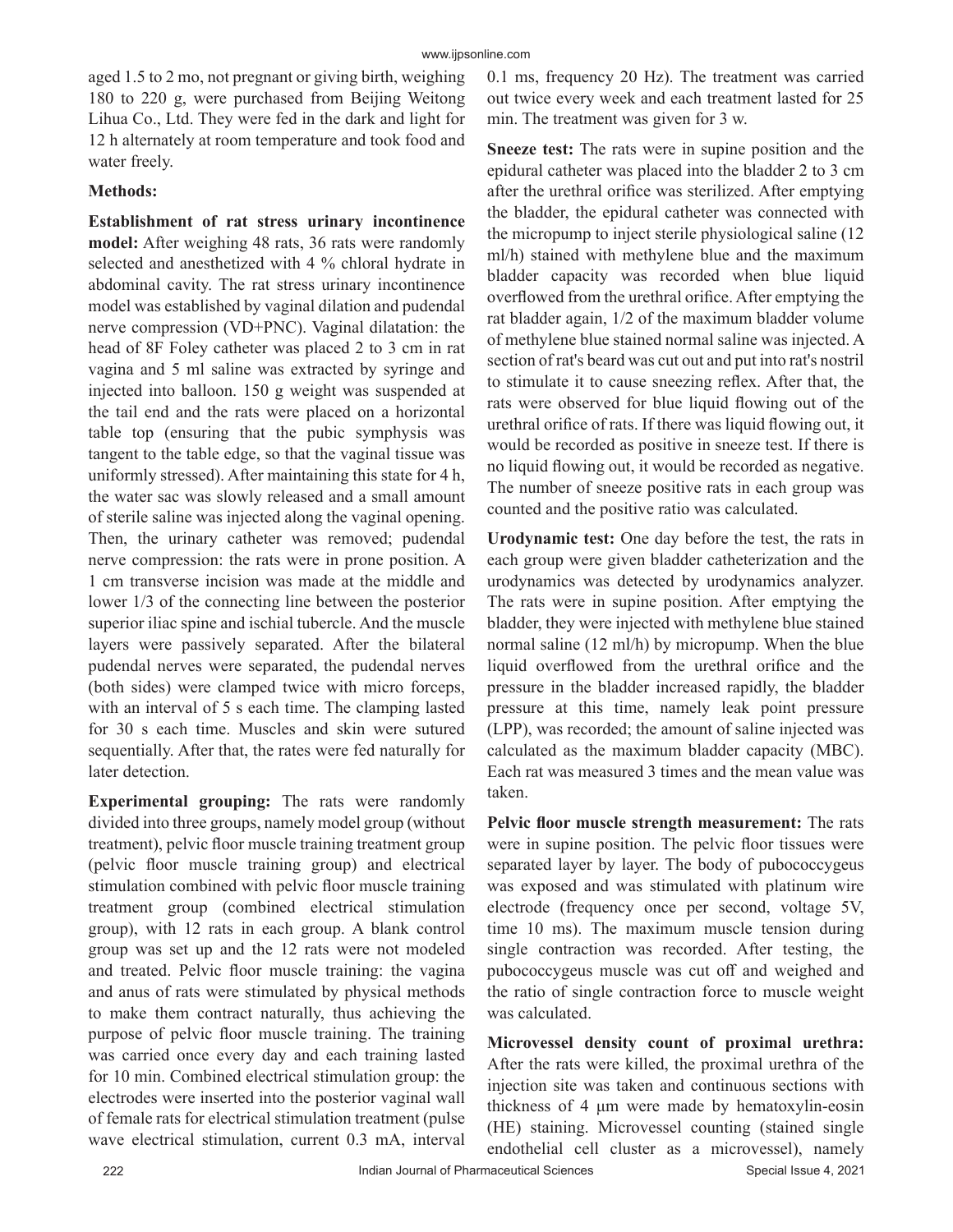aged 1.5 to 2 mo, not pregnant or giving birth, weighing 180 to 220 g, were purchased from Beijing Weitong Lihua Co., Ltd. They were fed in the dark and light for 12 h alternately at room temperature and took food and water freely.

**Methods:**

**Establishment of rat stress urinary incontinence model:** After weighing 48 rats, 36 rats were randomly selected and anesthetized with 4 % chloral hydrate in abdominal cavity. The rat stress urinary incontinence model was established by vaginal dilation and pudendal nerve compression (VD+PNC). Vaginal dilatation: the head of 8F Foley catheter was placed 2 to 3 cm in rat vagina and 5 ml saline was extracted by syringe and injected into balloon. 150 g weight was suspended at the tail end and the rats were placed on a horizontal table top (ensuring that the pubic symphysis was tangent to the table edge, so that the vaginal tissue was uniformly stressed). After maintaining this state for 4 h, the water sac was slowly released and a small amount of sterile saline was injected along the vaginal opening. Then, the urinary catheter was removed; pudendal nerve compression: the rats were in prone position. A 1 cm transverse incision was made at the middle and lower 1/3 of the connecting line between the posterior superior iliac spine and ischial tubercle. And the muscle layers were passively separated. After the bilateral pudendal nerves were separated, the pudendal nerves (both sides) were clamped twice with micro forceps, with an interval of 5 s each time. The clamping lasted for 30 s each time. Muscles and skin were sutured sequentially. After that, the rates were fed naturally for later detection.

**Experimental grouping:** The rats were randomly divided into three groups, namely model group (without treatment), pelvic floor muscle training treatment group (pelvic floor muscle training group) and electrical stimulation combined with pelvic floor muscle training treatment group (combined electrical stimulation group), with 12 rats in each group. A blank control group was set up and the 12 rats were not modeled and treated. Pelvic floor muscle training: the vagina and anus of rats were stimulated by physical methods to make them contract naturally, thus achieving the purpose of pelvic floor muscle training. The training was carried once every day and each training lasted for 10 min. Combined electrical stimulation group: the electrodes were inserted into the posterior vaginal wall of female rats for electrical stimulation treatment (pulse wave electrical stimulation, current 0.3 mA, interval 0.1 ms, frequency 20 Hz). The treatment was carried out twice every week and each treatment lasted for 25 min. The treatment was given for 3 w.

**Sneeze test:** The rats were in supine position and the epidural catheter was placed into the bladder 2 to 3 cm after the urethral orifice was sterilized. After emptying the bladder, the epidural catheter was connected with the micropump to inject sterile physiological saline (12 ml/h) stained with methylene blue and the maximum bladder capacity was recorded when blue liquid overflowed from the urethral orifice. After emptying the rat bladder again, 1/2 of the maximum bladder volume of methylene blue stained normal saline was injected. A section of rat's beard was cut out and put into rat's nostril to stimulate it to cause sneezing reflex. After that, the rats were observed for blue liquid flowing out of the urethral orifice of rats. If there was liquid flowing out, it would be recorded as positive in sneeze test. If there is no liquid flowing out, it would be recorded as negative. The number of sneeze positive rats in each group was counted and the positive ratio was calculated.

**Urodynamic test:** One day before the test, the rats in each group were given bladder catheterization and the urodynamics was detected by urodynamics analyzer. The rats were in supine position. After emptying the bladder, they were injected with methylene blue stained normal saline (12 ml/h) by micropump. When the blue liquid overflowed from the urethral orifice and the pressure in the bladder increased rapidly, the bladder pressure at this time, namely leak point pressure (LPP), was recorded; the amount of saline injected was calculated as the maximum bladder capacity (MBC). Each rat was measured 3 times and the mean value was taken.

**Pelvic floor muscle strength measurement:** The rats were in supine position. The pelvic floor tissues were separated layer by layer. The body of pubococcygeus was exposed and was stimulated with platinum wire electrode (frequency once per second, voltage 5V, time 10 ms). The maximum muscle tension during single contraction was recorded. After testing, the pubococcygeus muscle was cut off and weighed and the ratio of single contraction force to muscle weight was calculated.

**Microvessel density count of proximal urethra:** After the rats were killed, the proximal urethra of the injection site was taken and continuous sections with thickness of 4 μm were made by hematoxylin-eosin (HE) staining. Microvessel counting (stained single endothelial cell cluster as a microvessel), namely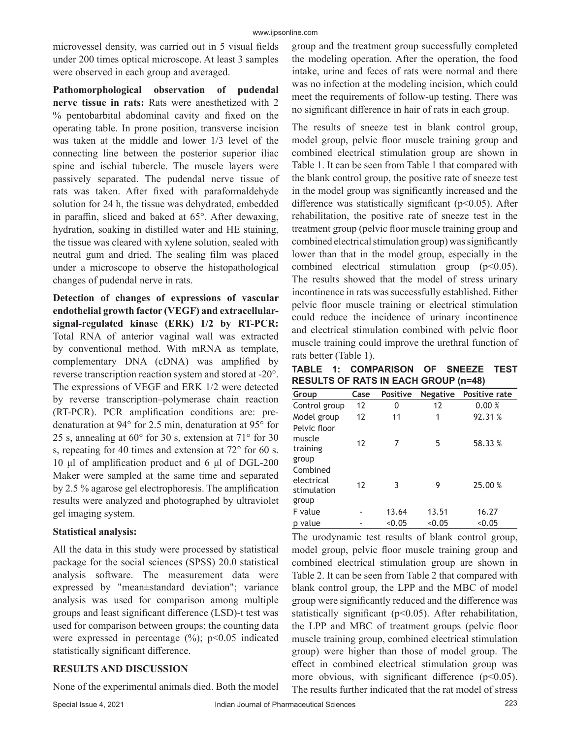microvessel density, was carried out in 5 visual fields under 200 times optical microscope. At least 3 samples were observed in each group and averaged.

**Pathomorphological observation of pudendal nerve tissue in rats:** Rats were anesthetized with 2 % pentobarbital abdominal cavity and fixed on the operating table. In prone position, transverse incision was taken at the middle and lower 1/3 level of the connecting line between the posterior superior iliac spine and ischial tubercle. The muscle layers were passively separated. The pudendal nerve tissue of rats was taken. After fixed with paraformaldehyde solution for 24 h, the tissue was dehydrated, embedded in paraffin, sliced and baked at 65°. After dewaxing, hydration, soaking in distilled water and HE staining, the tissue was cleared with xylene solution, sealed with neutral gum and dried. The sealing film was placed under a microscope to observe the histopathological changes of pudendal nerve in rats.

**Detection of changes of expressions of vascular endothelial growth factor (VEGF) and extracellular-signal-regulated kinase (ERK) 1/2 by RT-PCR:** Total RNA of anterior vaginal wall was extracted by conventional method. With mRNA as template, complementary DNA (cDNA) was amplified by reverse transcription reaction system and stored at -20°. The expressions of VEGF and ERK 1/2 were detected by reverse transcription–polymerase chain reaction (RT-PCR). PCR amplification conditions are: pre-denaturation at 94° for 2.5 min, denaturation at 95° for 25 s, annealing at 60° for 30 s, extension at 71° for 30 s, repeating for 40 times and extension at 72° for 60 s. 10 μl of amplification product and 6 μl of DGL-200 Maker were sampled at the same time and separated by 2.5 % agarose gel electrophoresis. The amplification results were analyzed and photographed by ultraviolet gel imaging system.

**Statistical analysis:**

All the data in this study were processed by statistical package for the social sciences (SPSS) 20.0 statistical analysis software. The measurement data were expressed by "mean±standard deviation"; variance analysis was used for comparison among multiple groups and least significant difference (LSD)-t test was used for comparison between groups; the counting data were expressed in percentage (%); $p<0.05$ indicated statistically significant difference.

## RESULTS AND DISCUSSION

None of the experimental animals died. Both the model group and the treatment group successfully completed the modeling operation. After the operation, the food intake, urine and feces of rats were normal and there was no infection at the modeling incision, which could meet the requirements of follow-up testing. There was no significant difference in hair of rats in each group.

The results of sneeze test in blank control group, model group, pelvic floor muscle training group and combined electrical stimulation group are shown in Table 1. It can be seen from Table 1 that compared with the blank control group, the positive rate of sneeze test in the model group was significantly increased and the difference was statistically significant ($p<0.05$). After rehabilitation, the positive rate of sneeze test in the treatment group (pelvic floor muscle training group and combined electrical stimulation group) was significantly lower than that in the model group, especially in the combined electrical stimulation group ($p<0.05$). The results showed that the model of stress urinary incontinence in rats was successfully established. Either pelvic floor muscle training or electrical stimulation could reduce the incidence of urinary incontinence and electrical stimulation combined with pelvic floor muscle training could improve the urethral function of rats better (Table 1).

**TABLE 1: COMPARISON OF SNEEZE TEST RESULTS OF RATS IN EACH GROUP (n=48)**

| Group | Case | Positive | Negative | Positive rate |
|---|---|---|---|---|
| Control group | 12 | 0 | 12 | 0.00 % |
| Model group | 12 | 11 | 1 | 92.31 % |
| Pelvic floor muscle training group | 12 | 7 | 5 | 58.33 % |
| Combined electrical stimulation group | 12 | 3 | 9 | 25.00 % |
| F value | - | 13.64 | 13.51 | 16.27 |
| p value | - | <0.05 | <0.05 | <0.05 |

The urodynamic test results of blank control group, model group, pelvic floor muscle training group and combined electrical stimulation group are shown in Table 2. It can be seen from Table 2 that compared with blank control group, the LPP and the MBC of model group were significantly reduced and the difference was statistically significant ($p<0.05$). After rehabilitation, the LPP and MBC of treatment groups (pelvic floor muscle training group, combined electrical stimulation group) were higher than those of model group. The effect in combined electrical stimulation group was more obvious, with significant difference ($p<0.05$). The results further indicated that the rat model of stress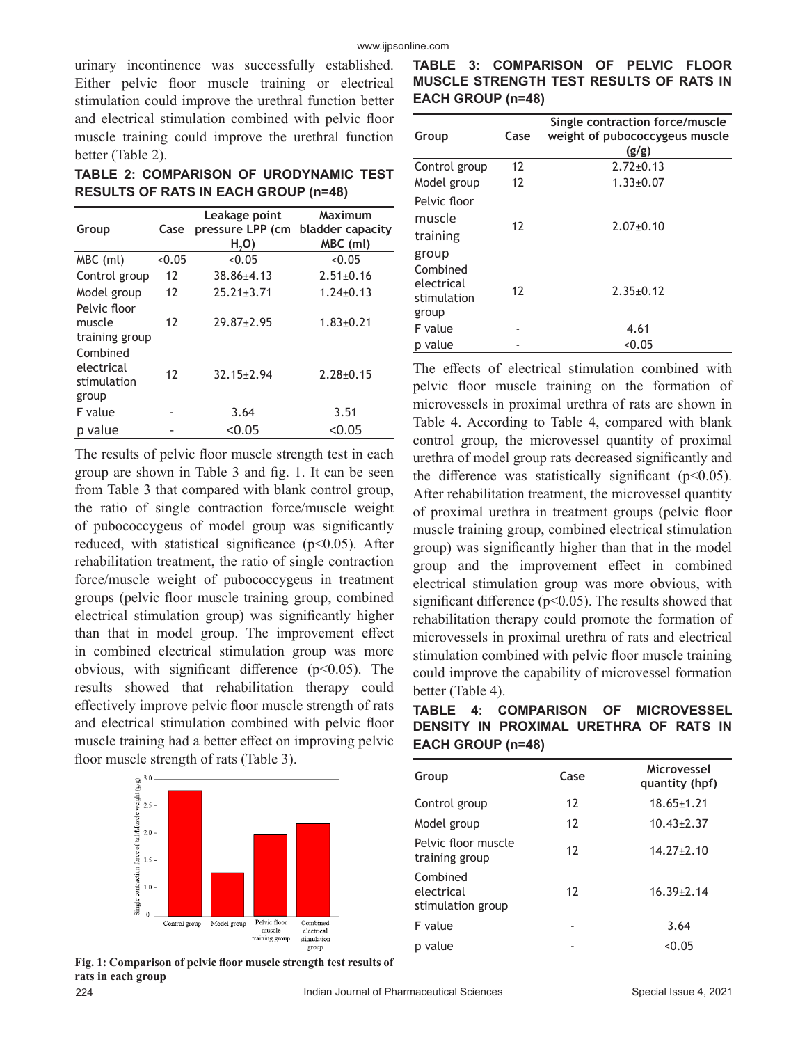urinary incontinence was successfully established. Either pelvic floor muscle training or electrical stimulation could improve the urethral function better and electrical stimulation combined with pelvic floor muscle training could improve the urethral function better (Table 2).

**TABLE 2: COMPARISON OF URODYNAMIC TEST RESULTS OF RATS IN EACH GROUP (n=48)**

| Group | Case | Leakage point pressure LPP (cm $H_2O$) | Maximum bladder capacity MBC (ml) |
|---|---|---|---|
| MBC (ml) | <0.05 | <0.05 | <0.05 |
| Control group | 12 | 38.86±4.13 | 2.51±0.16 |
| Model group | 12 | 25.21±3.71 | 1.24±0.13 |
| Pelvic floor muscle training group | 12 | 29.87±2.95 | 1.83±0.21 |
| Combined electrical stimulation group | 12 | 32.15±2.94 | 2.28±0.15 |
| F value | - | 3.64 | 3.51 |
| p value | - | <0.05 | <0.05 |

The results of pelvic floor muscle strength test in each group are shown in Table 3 and fig. 1. It can be seen from Table 3 that compared with blank control group, the ratio of single contraction force/muscle weight of pubococcygeus of model group was significantly reduced, with statistical significance ($p<0.05$). After rehabilitation treatment, the ratio of single contraction force/muscle weight of pubococcygeus in treatment groups (pelvic floor muscle training group, combined electrical stimulation group) was significantly higher than that in model group. The improvement effect in combined electrical stimulation group was more obvious, with significant difference ($p<0.05$). The results showed that rehabilitation therapy could effectively improve pelvic floor muscle strength of rats and electrical stimulation combined with pelvic floor muscle training had a better effect on improving pelvic floor muscle strength of rats (Table 3).

**Fig. 1: Comparison of pelvic floor muscle strength test results of rats in each group**

**TABLE 3: COMPARISON OF PELVIC FLOOR MUSCLE STRENGTH TEST RESULTS OF RATS IN EACH GROUP (n=48)**

| Group | Case | Single contraction force/muscle weight of pubococcygeus muscle (g/g) |
|---|---|---|
| Control group | 12 | 2.72±0.13 |
| Model group | 12 | 1.33±0.07 |
| Pelvic floor muscle training group | 12 | 2.07±0.10 |
| Combined electrical stimulation group | 12 | 2.35±0.12 |
| F value | - | 4.61 |
| p value | - | <0.05 |

The effects of electrical stimulation combined with pelvic floor muscle training on the formation of microvessels in proximal urethra of rats are shown in Table 4. According to Table 4, compared with blank control group, the microvessel quantity of proximal urethra of model group rats decreased significantly and the difference was statistically significant ($p<0.05$). After rehabilitation treatment, the microvessel quantity of proximal urethra in treatment groups (pelvic floor muscle training group, combined electrical stimulation group) was significantly higher than that in the model group and the improvement effect in combined electrical stimulation group was more obvious, with significant difference ($p<0.05$). The results showed that rehabilitation therapy could promote the formation of microvessels in proximal urethra of rats and electrical stimulation combined with pelvic floor muscle training could improve the capability of microvessel formation better (Table 4).

**TABLE 4: COMPARISON OF MICROVESSEL DENSITY IN PROXIMAL URETHRA OF RATS IN EACH GROUP (n=48)**

| Group | Case | Microvessel quantity (hpf) |
|---|---|---|
| Control group | 12 | 18.65±1.21 |
| Model group | 12 | 10.43±2.37 |
| Pelvic floor muscle training group | 12 | 14.27±2.10 |
| Combined electrical stimulation group | 12 | 16.39±2.14 |
| F value | - | 3.64 |
| p value | - | <0.05 |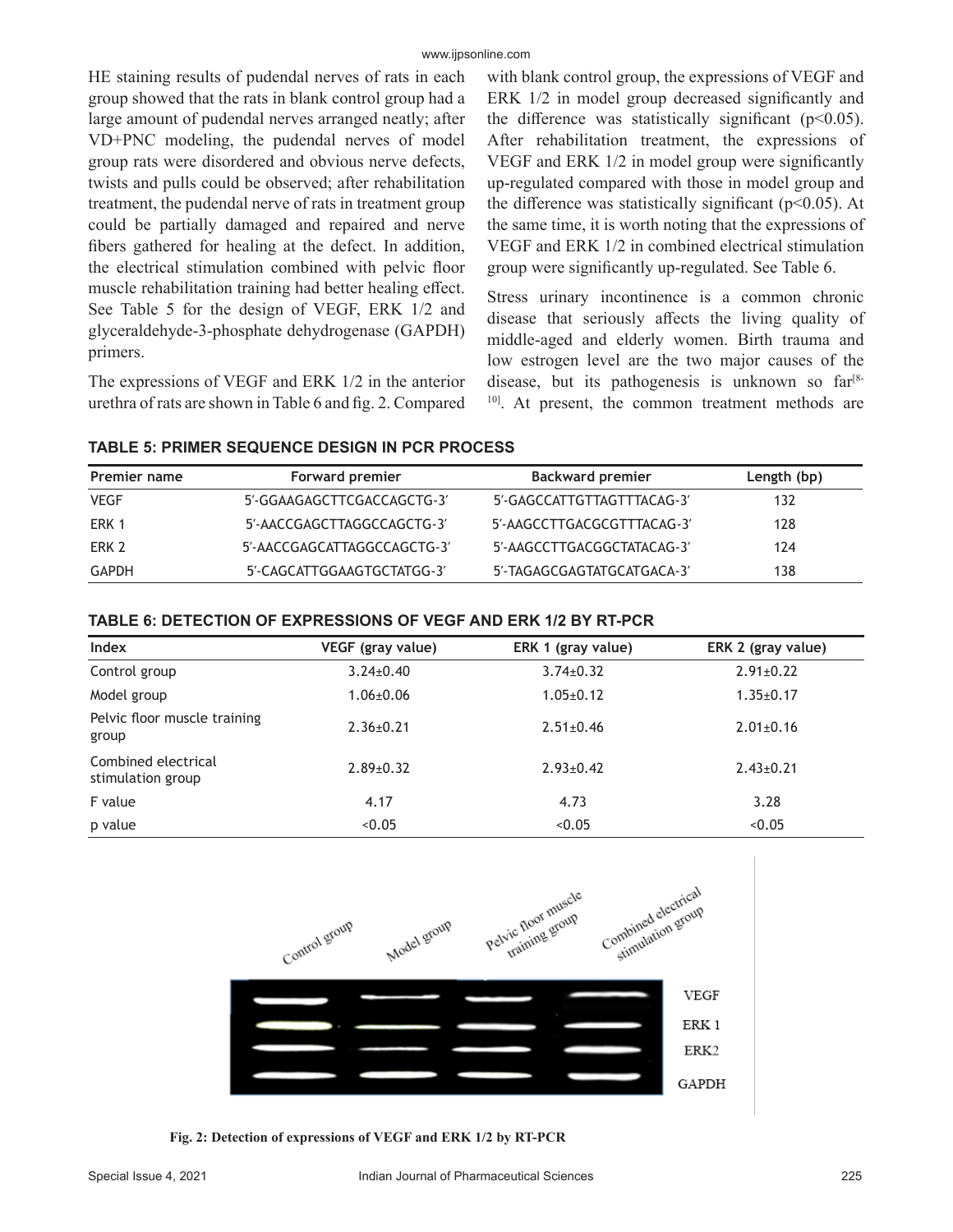HE staining results of pudendal nerves of rats in each group showed that the rats in blank control group had a large amount of pudendal nerves arranged neatly; after VD+PNC modeling, the pudendal nerves of model group rats were disordered and obvious nerve defects, twists and pulls could be observed; after rehabilitation treatment, the pudendal nerve of rats in treatment group could be partially damaged and repaired and nerve fibers gathered for healing at the defect. In addition, the electrical stimulation combined with pelvic floor muscle rehabilitation training had better healing effect. See Table 5 for the design of VEGF, ERK 1/2 and glyceraldehyde-3-phosphate dehydrogenase (GAPDH) primers.

The expressions of VEGF and ERK 1/2 in the anterior urethra of rats are shown in Table 6 and fig. 2. Compared with blank control group, the expressions of VEGF and ERK 1/2 in model group decreased significantly and the difference was statistically significant ($p<0.05$). After rehabilitation treatment, the expressions of VEGF and ERK 1/2 in model group were significantly up-regulated compared with those in model group and the difference was statistically significant ($p<0.05$). At the same time, it is worth noting that the expressions of VEGF and ERK 1/2 in combined electrical stimulation group were significantly up-regulated. See Table 6.

Stress urinary incontinence is a common chronic disease that seriously affects the living quality of middle-aged and elderly women. Birth trauma and low estrogen level are the two major causes of the disease, but its pathogenesis is unknown so far[8-10]. At present, the common treatment methods are

**TABLE 5: PRIMER SEQUENCE DESIGN IN PCR PROCESS**

| Premier name | Forward premier | Backward premier | Length (bp) |
|---|---|---|---|
| VEGF | 5′-GGAAGAGCTTCGACCAGCTG-3′ | 5′-GAGCCATTGTTAGTTTACAG-3′ | 132 |
| ERK 1 | 5′-AACCGAGCTTAGGCCAGCTG-3′ | 5′-AAGCCTTGACGCGTTTACAG-3′ | 128 |
| ERK 2 | 5′-AACCGAGCATTAGGCCAGCTG-3′ | 5′-AAGCCTTGACGGCTATACAG-3′ | 124 |
| GAPDH | 5′-CAGCATTGGAAGTGCTATGG-3′ | 5′-TAGAGCGAGTATGCATGACA-3′ | 138 |

**TABLE 6: DETECTION OF EXPRESSIONS OF VEGF AND ERK 1/2 BY RT-PCR**

| Index | VEGF (gray value) | ERK 1 (gray value) | ERK 2 (gray value) |
|---|---|---|---|
| Control group | 3.24±0.40 | 3.74±0.32 | 2.91±0.22 |
| Model group | 1.06±0.06 | 1.05±0.12 | 1.35±0.17 |
| Pelvic floor muscle training group | 2.36±0.21 | 2.51±0.46 | 2.01±0.16 |
| Combined electrical stimulation group | 2.89±0.32 | 2.93±0.42 | 2.43±0.21 |
| F value | 4.17 | 4.73 | 3.28 |
| p value | <0.05 | <0.05 | <0.05 |

Fig. 2: Detection of expressions of VEGF and ERK 1/2 by RT-PCR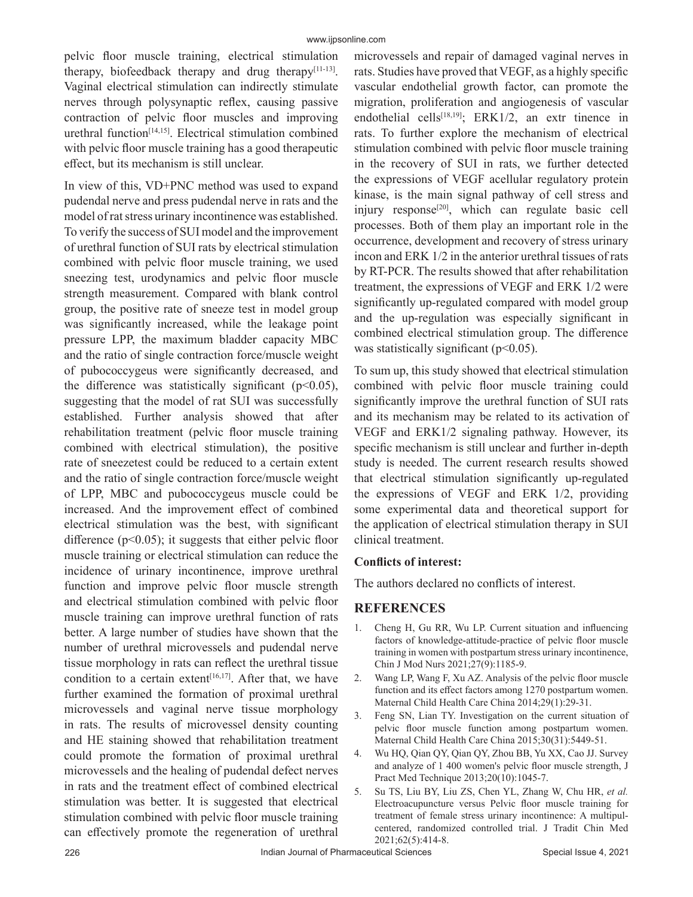pelvic floor muscle training, electrical stimulation therapy, biofeedback therapy and drug therapy[11-13]. Vaginal electrical stimulation can indirectly stimulate nerves through polysynaptic reflex, causing passive contraction of pelvic floor muscles and improving urethral function[14,15]. Electrical stimulation combined with pelvic floor muscle training has a good therapeutic effect, but its mechanism is still unclear.

In view of this, VD+PNC method was used to expand pudendal nerve and press pudendal nerve in rats and the model of rat stress urinary incontinence was established. To verify the success of SUI model and the improvement of urethral function of SUI rats by electrical stimulation combined with pelvic floor muscle training, we used sneezing test, urodynamics and pelvic floor muscle strength measurement. Compared with blank control group, the positive rate of sneeze test in model group was significantly increased, while the leakage point pressure LPP, the maximum bladder capacity MBC and the ratio of single contraction force/muscle weight of pubococcygeus were significantly decreased, and the difference was statistically significant ($p<0.05$), suggesting that the model of rat SUI was successfully established. Further analysis showed that after rehabilitation treatment (pelvic floor muscle training combined with electrical stimulation), the positive rate of sneezetest could be reduced to a certain extent and the ratio of single contraction force/muscle weight of LPP, MBC and pubococcygeus muscle could be increased. And the improvement effect of combined electrical stimulation was the best, with significant difference ($p<0.05$); it suggests that either pelvic floor muscle training or electrical stimulation can reduce the incidence of urinary incontinence, improve urethral function and improve pelvic floor muscle strength and electrical stimulation combined with pelvic floor muscle training can improve urethral function of rats better. A large number of studies have shown that the number of urethral microvessels and pudendal nerve tissue morphology in rats can reflect the urethral tissue condition to a certain extent[16,17]. After that, we have further examined the formation of proximal urethral microvessels and vaginal nerve tissue morphology in rats. The results of microvessel density counting and HE staining showed that rehabilitation treatment could promote the formation of proximal urethral microvessels and the healing of pudendal defect nerves in rats and the treatment effect of combined electrical stimulation was better. It is suggested that electrical stimulation combined with pelvic floor muscle training can effectively promote the regeneration of urethral microvessels and repair of damaged vaginal nerves in rats. Studies have proved that VEGF, as a highly specific vascular endothelial growth factor, can promote the migration, proliferation and angiogenesis of vascular endothelial cells[18,19]; ERK1/2, an extr tinence in rats. To further explore the mechanism of electrical stimulation combined with pelvic floor muscle training in the recovery of SUI in rats, we further detected the expressions of VEGF acellular regulatory protein kinase, is the main signal pathway of cell stress and injury response[20], which can regulate basic cell processes. Both of them play an important role in the occurrence, development and recovery of stress urinary incon and ERK 1/2 in the anterior urethral tissues of rats by RT-PCR. The results showed that after rehabilitation treatment, the expressions of VEGF and ERK 1/2 were significantly up-regulated compared with model group and the up-regulation was especially significant in combined electrical stimulation group. The difference was statistically significant ($p<0.05$).

To sum up, this study showed that electrical stimulation combined with pelvic floor muscle training could significantly improve the urethral function of SUI rats and its mechanism may be related to its activation of VEGF and ERK1/2 signaling pathway. However, its specific mechanism is still unclear and further in-depth study is needed. The current research results showed that electrical stimulation significantly up-regulated the expressions of VEGF and ERK 1/2, providing some experimental data and theoretical support for the application of electrical stimulation therapy in SUI clinical treatment.

**Conflicts of interest:**

The authors declared no conflicts of interest.

## REFERENCES

1. Cheng H, Gu RR, Wu LP. Current situation and influencing factors of knowledge-attitude-practice of pelvic floor muscle training in women with postpartum stress urinary incontinence, Chin J Mod Nurs 2021;27(9):1185-9.
2. Wang LP, Wang F, Xu AZ. Analysis of the pelvic floor muscle function and its effect factors among 1270 postpartum women. Maternal Child Health Care China 2014;29(1):29-31.
3. Feng SN, Lian TY. Investigation on the current situation of pelvic floor muscle function among postpartum women. Maternal Child Health Care China 2015;30(31):5449-51.
4. Wu HQ, Qian QY, Qian QY, Zhou BB, Yu XX, Cao JJ. Survey and analyze of 1 400 women's pelvic floor muscle strength, J Pract Med Technique 2013;20(10):1045-7.
5. Su TS, Liu BY, Liu ZS, Chen YL, Zhang W, Chu HR, *et al.* Electroacupuncture versus Pelvic floor muscle training for treatment of female stress urinary incontinence: A multipul-centered, randomized controlled trial. J Tradit Chin Med 2021;62(5):414-8.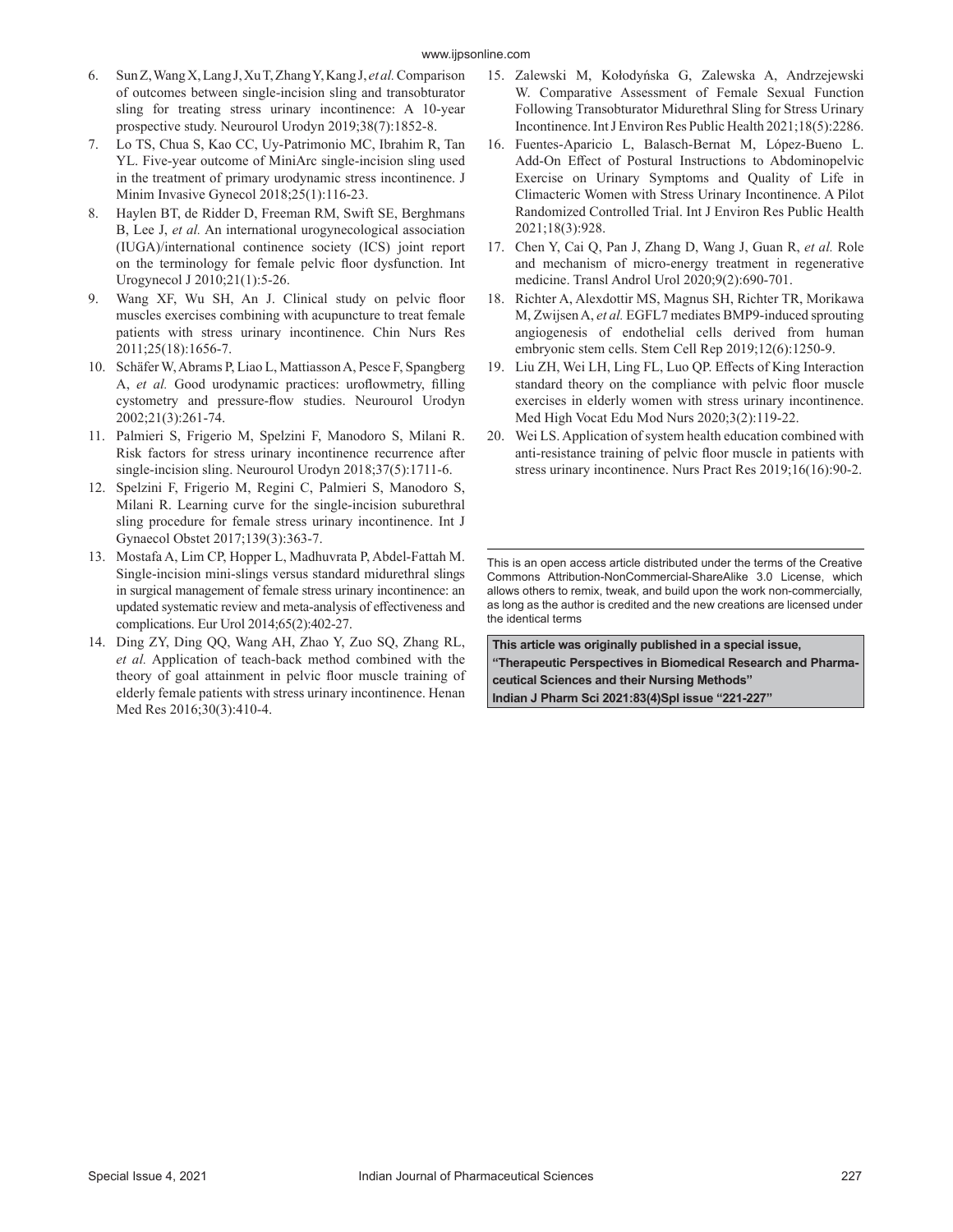6. Sun Z, Wang X, Lang J, Xu T, Zhang Y, Kang J, *et al.* Comparison of outcomes between single-incision sling and transobturator sling for treating stress urinary incontinence: A 10-year prospective study. Neurourol Urodyn 2019;38(7):1852-8.
7. Lo TS, Chua S, Kao CC, Uy-Patrimonio MC, Ibrahim R, Tan YL. Five-year outcome of MiniArc single-incision sling used in the treatment of primary urodynamic stress incontinence. J Minim Invasive Gynecol 2018;25(1):116-23.
8. Haylen BT, de Ridder D, Freeman RM, Swift SE, Berghmans B, Lee J, *et al.* An international urogynecological association (IUGA)/international continence society (ICS) joint report on the terminology for female pelvic floor dysfunction. Int Urogynecol J 2010;21(1):5-26.
9. Wang XF, Wu SH, An J. Clinical study on pelvic floor muscles exercises combining with acupuncture to treat female patients with stress urinary incontinence. Chin Nurs Res 2011;25(18):1656-7.
10. Schäfer W, Abrams P, Liao L, Mattiasson A, Pesce F, Spangberg A, *et al.* Good urodynamic practices: uroflowmetry, filling cystometry and pressure-flow studies. Neurourol Urodyn 2002;21(3):261-74.
11. Palmieri S, Frigerio M, Spelzini F, Manodoro S, Milani R. Risk factors for stress urinary incontinence recurrence after single-incision sling. Neurourol Urodyn 2018;37(5):1711-6.
12. Spelzini F, Frigerio M, Regini C, Palmieri S, Manodoro S, Milani R. Learning curve for the single-incision suburethral sling procedure for female stress urinary incontinence. Int J Gynaecol Obstet 2017;139(3):363-7.
13. Mostafa A, Lim CP, Hopper L, Madhuvrata P, Abdel-Fattah M. Single-incision mini-slings versus standard midurethral slings in surgical management of female stress urinary incontinence: an updated systematic review and meta-analysis of effectiveness and complications. Eur Urol 2014;65(2):402-27.
14. Ding ZY, Ding QQ, Wang AH, Zhao Y, Zuo SQ, Zhang RL, *et al.* Application of teach-back method combined with the theory of goal attainment in pelvic floor muscle training of elderly female patients with stress urinary incontinence. Henan Med Res 2016;30(3):410-4.
15. Zalewski M, Kołodyńska G, Zalewska A, Andrzejewski W. Comparative Assessment of Female Sexual Function Following Transobturator Midurethral Sling for Stress Urinary Incontinence. Int J Environ Res Public Health 2021;18(5):2286.
16. Fuentes-Aparicio L, Balasch-Bernat M, López-Bueno L. Add-On Effect of Postural Instructions to Abdominopelvic Exercise on Urinary Symptoms and Quality of Life in Climacteric Women with Stress Urinary Incontinence. A Pilot Randomized Controlled Trial. Int J Environ Res Public Health 2021;18(3):928.
17. Chen Y, Cai Q, Pan J, Zhang D, Wang J, Guan R, *et al.* Role and mechanism of micro-energy treatment in regenerative medicine. Transl Androl Urol 2020;9(2):690-701.
18. Richter A, Alexdottir MS, Magnus SH, Richter TR, Morikawa M, Zwijsen A, *et al.* EGFL7 mediates BMP9-induced sprouting angiogenesis of endothelial cells derived from human embryonic stem cells. Stem Cell Rep 2019;12(6):1250-9.
19. Liu ZH, Wei LH, Ling FL, Luo QP. Effects of King Interaction standard theory on the compliance with pelvic floor muscle exercises in elderly women with stress urinary incontinence. Med High Vocat Edu Mod Nurs 2020;3(2):119-22.
20. Wei LS. Application of system health education combined with anti-resistance training of pelvic floor muscle in patients with stress urinary incontinence. Nurs Pract Res 2019;16(16):90-2.

This is an open access article distributed under the terms of the Creative Commons Attribution-NonCommercial-ShareAlike 3.0 License, which allows others to remix, tweak, and build upon the work non-commercially, as long as the author is credited and the new creations are licensed under the identical terms

**This article was originally published in a special issue, "Therapeutic Perspectives in Biomedical Research and Pharmaceutical Sciences and their Nursing Methods" Indian J Pharm Sci 2021:83(4)Spl issue "221-227"**